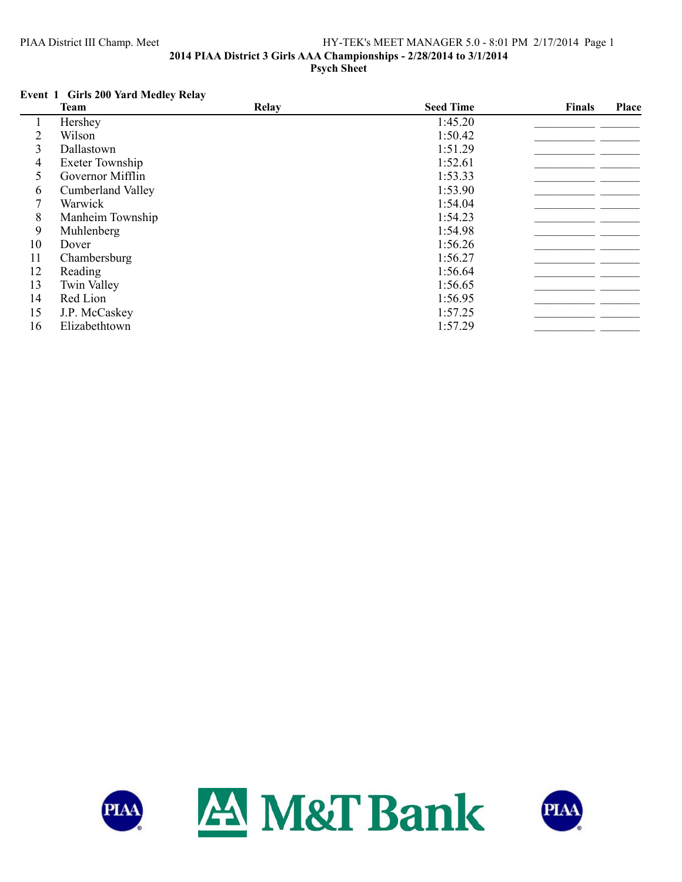## 2014 PIAA District 3 Girls AAA Championships - 2/28/2014 to 3/1/2014

### Psych Sheet

**Event 1 Girls 200 Yard Medley Relay**

| | Team | Relay | Seed Time | Finals | Place |
|---|---|---|---|---|---|
| 1 | Hershey | | 1:45.20 | | |
| 2 | Wilson | | 1:50.42 | | |
| 3 | Dallastown | | 1:51.29 | | |
| 4 | Exeter Township | | 1:52.61 | | |
| 5 | Governor Mifflin | | 1:53.33 | | |
| 6 | Cumberland Valley | | 1:53.90 | | |
| 7 | Warwick | | 1:54.04 | | |
| 8 | Manheim Township | | 1:54.23 | | |
| 9 | Muhlenberg | | 1:54.98 | | |
| 10 | Dover | | 1:56.26 | | |
| 11 | Chambersburg | | 1:56.27 | | |
| 12 | Reading | | 1:56.64 | | |
| 13 | Twin Valley | | 1:56.65 | | |
| 14 | Red Lion | | 1:56.95 | | |
| 15 | J.P. McCaskey | | 1:57.25 | | |
| 16 | Elizabethtown | | 1:57.29 | | |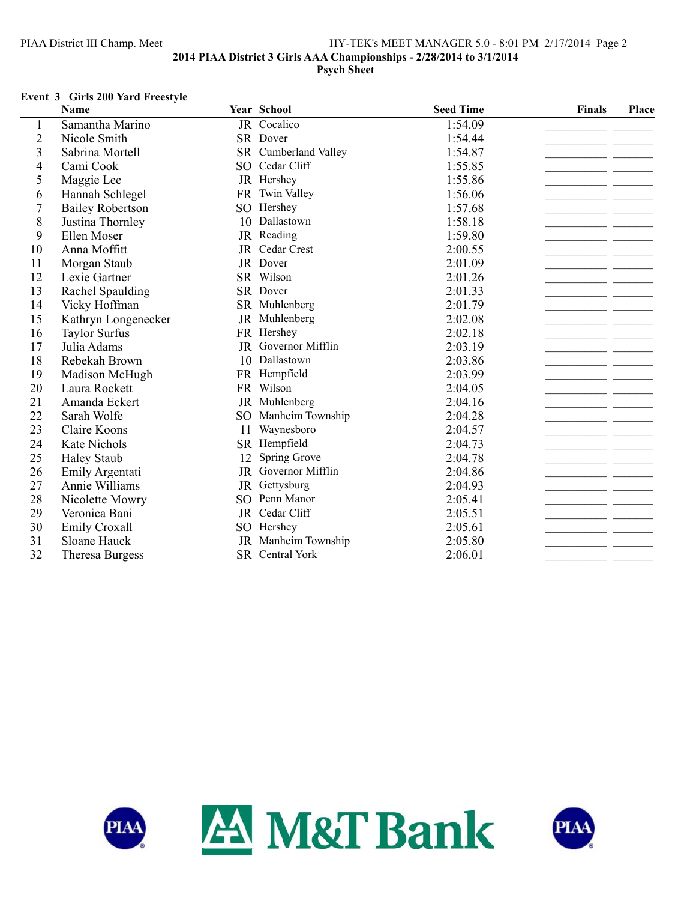**2014 PIAA District 3 Girls AAA Championships - 2/28/2014 to 3/1/2014**
**Psych Sheet**

### Event 3 Girls 200 Yard Freestyle

| | Name | Year | School | Seed Time | Finals | Place |
|---|---|---|---|---|---|---|
| 1 | Samantha Marino | JR | Cocalico | 1:54.09 | | |
| 2 | Nicole Smith | SR | Dover | 1:54.44 | | |
| 3 | Sabrina Mortell | SR | Cumberland Valley | 1:54.87 | | |
| 4 | Cami Cook | SO | Cedar Cliff | 1:55.85 | | |
| 5 | Maggie Lee | JR | Hershey | 1:55.86 | | |
| 6 | Hannah Schlegel | FR | Twin Valley | 1:56.06 | | |
| 7 | Bailey Robertson | SO | Hershey | 1:57.68 | | |
| 8 | Justina Thornley | 10 | Dallastown | 1:58.18 | | |
| 9 | Ellen Moser | JR | Reading | 1:59.80 | | |
| 10 | Anna Moffitt | JR | Cedar Crest | 2:00.55 | | |
| 11 | Morgan Staub | JR | Dover | 2:01.09 | | |
| 12 | Lexie Gartner | SR | Wilson | 2:01.26 | | |
| 13 | Rachel Spaulding | SR | Dover | 2:01.33 | | |
| 14 | Vicky Hoffman | SR | Muhlenberg | 2:01.79 | | |
| 15 | Kathryn Longenecker | JR | Muhlenberg | 2:02.08 | | |
| 16 | Taylor Surfus | FR | Hershey | 2:02.18 | | |
| 17 | Julia Adams | JR | Governor Mifflin | 2:03.19 | | |
| 18 | Rebekah Brown | 10 | Dallastown | 2:03.86 | | |
| 19 | Madison McHugh | FR | Hempfield | 2:03.99 | | |
| 20 | Laura Rockett | FR | Wilson | 2:04.05 | | |
| 21 | Amanda Eckert | JR | Muhlenberg | 2:04.16 | | |
| 22 | Sarah Wolfe | SO | Manheim Township | 2:04.28 | | |
| 23 | Claire Koons | 11 | Waynesboro | 2:04.57 | | |
| 24 | Kate Nichols | SR | Hempfield | 2:04.73 | | |
| 25 | Haley Staub | 12 | Spring Grove | 2:04.78 | | |
| 26 | Emily Argentati | JR | Governor Mifflin | 2:04.86 | | |
| 27 | Annie Williams | JR | Gettysburg | 2:04.93 | | |
| 28 | Nicolette Mowry | SO | Penn Manor | 2:05.41 | | |
| 29 | Veronica Bani | JR | Cedar Cliff | 2:05.51 | | |
| 30 | Emily Croxall | SO | Hershey | 2:05.61 | | |
| 31 | Sloane Hauck | JR | Manheim Township | 2:05.80 | | |
| 32 | Theresa Burgess | SR | Central York | 2:06.01 | | |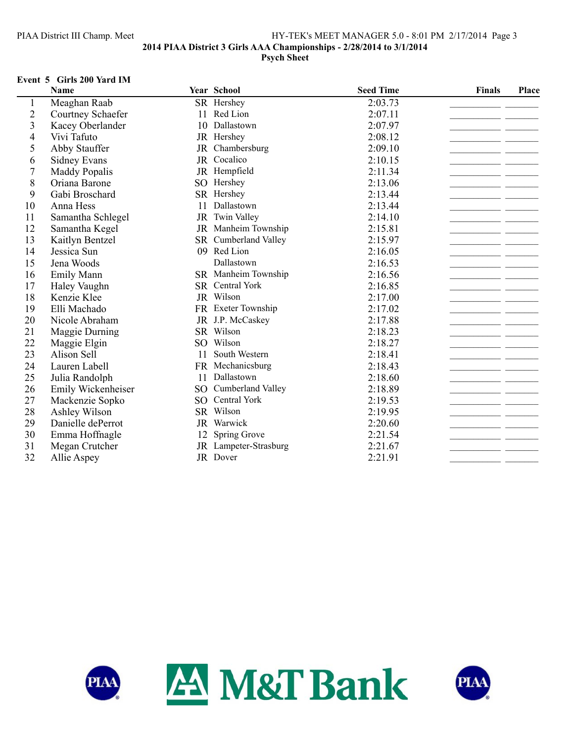**2014 PIAA District 3 Girls AAA Championships - 2/28/2014 to 3/1/2014**

**Psych Sheet**

**Event 5 Girls 200 Yard IM**

| | Name | Year | School | Seed Time | Finals | Place |
|---|---|---|---|---|---|---|
| 1 | Meaghan Raab | SR | Hershey | 2:03.73 | | |
| 2 | Courtney Schaefer | 11 | Red Lion | 2:07.11 | | |
| 3 | Kacey Oberlander | 10 | Dallastown | 2:07.97 | | |
| 4 | Vivi Tafuto | JR | Hershey | 2:08.12 | | |
| 5 | Abby Stauffer | JR | Chambersburg | 2:09.10 | | |
| 6 | Sidney Evans | JR | Cocalico | 2:10.15 | | |
| 7 | Maddy Popalis | JR | Hempfield | 2:11.34 | | |
| 8 | Oriana Barone | SO | Hershey | 2:13.06 | | |
| 9 | Gabi Broschard | SR | Hershey | 2:13.44 | | |
| 10 | Anna Hess | 11 | Dallastown | 2:13.44 | | |
| 11 | Samantha Schlegel | JR | Twin Valley | 2:14.10 | | |
| 12 | Samantha Kegel | JR | Manheim Township | 2:15.81 | | |
| 13 | Kaitlyn Bentzel | SR | Cumberland Valley | 2:15.97 | | |
| 14 | Jessica Sun | 09 | Red Lion | 2:16.05 | | |
| 15 | Jena Woods | | Dallastown | 2:16.53 | | |
| 16 | Emily Mann | SR | Manheim Township | 2:16.56 | | |
| 17 | Haley Vaughn | SR | Central York | 2:16.85 | | |
| 18 | Kenzie Klee | JR | Wilson | 2:17.00 | | |
| 19 | Elli Machado | FR | Exeter Township | 2:17.02 | | |
| 20 | Nicole Abraham | JR | J.P. McCaskey | 2:17.88 | | |
| 21 | Maggie Durning | SR | Wilson | 2:18.23 | | |
| 22 | Maggie Elgin | SO | Wilson | 2:18.27 | | |
| 23 | Alison Sell | 11 | South Western | 2:18.41 | | |
| 24 | Lauren Labell | FR | Mechanicsburg | 2:18.43 | | |
| 25 | Julia Randolph | 11 | Dallastown | 2:18.60 | | |
| 26 | Emily Wickenheiser | SO | Cumberland Valley | 2:18.89 | | |
| 27 | Mackenzie Sopko | SO | Central York | 2:19.53 | | |
| 28 | Ashley Wilson | SR | Wilson | 2:19.95 | | |
| 29 | Danielle dePerrot | JR | Warwick | 2:20.60 | | |
| 30 | Emma Hoffnagle | 12 | Spring Grove | 2:21.54 | | |
| 31 | Megan Crutcher | JR | Lampeter-Strasburg | 2:21.67 | | |
| 32 | Allie Aspey | JR | Dover | 2:21.91 | | |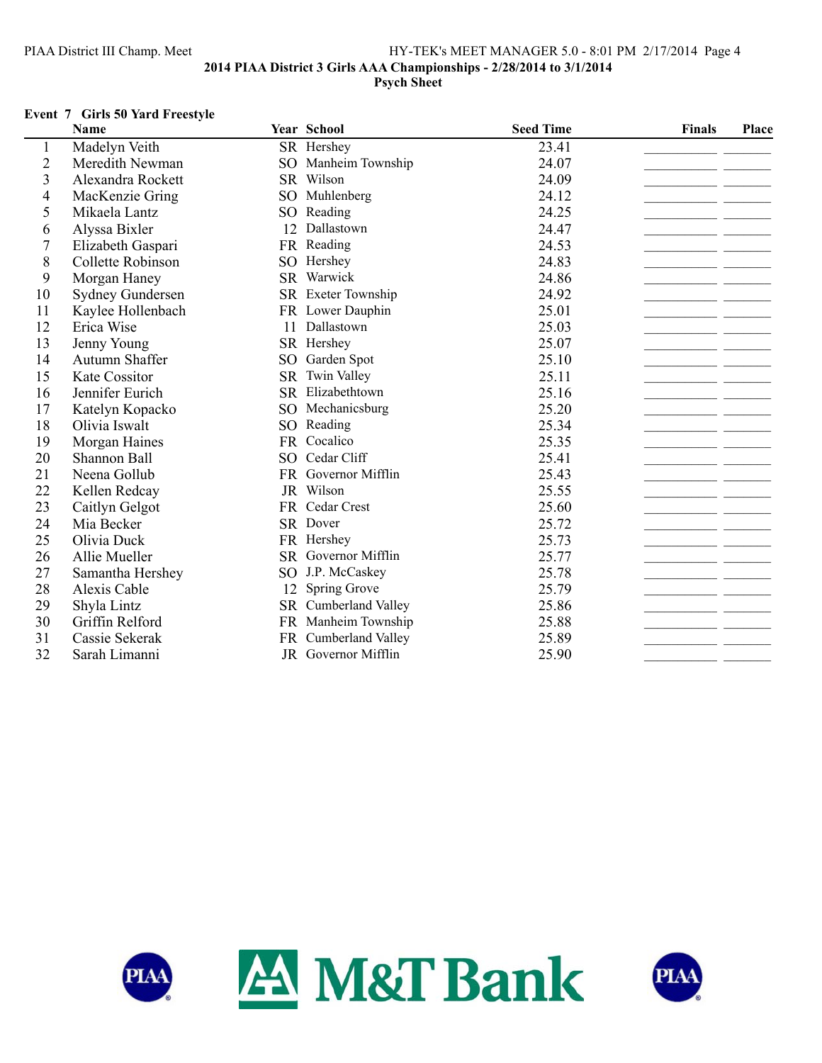**2014 PIAA District 3 Girls AAA Championships - 2/28/2014 to 3/1/2014**

**Psych Sheet**

### Event 7 Girls 50 Yard Freestyle

| | Name | Year | School | Seed Time | Finals | Place |
|---|---|---|---|---|---|---|
| 1 | Madelyn Veith | SR | Hershey | 23.41 | | |
| 2 | Meredith Newman | SO | Manheim Township | 24.07 | | |
| 3 | Alexandra Rockett | SR | Wilson | 24.09 | | |
| 4 | MacKenzie Gring | SO | Muhlenberg | 24.12 | | |
| 5 | Mikaela Lantz | SO | Reading | 24.25 | | |
| 6 | Alyssa Bixler | 12 | Dallastown | 24.47 | | |
| 7 | Elizabeth Gaspari | FR | Reading | 24.53 | | |
| 8 | Collette Robinson | SO | Hershey | 24.83 | | |
| 9 | Morgan Haney | SR | Warwick | 24.86 | | |
| 10 | Sydney Gundersen | SR | Exeter Township | 24.92 | | |
| 11 | Kaylee Hollenbach | FR | Lower Dauphin | 25.01 | | |
| 12 | Erica Wise | 11 | Dallastown | 25.03 | | |
| 13 | Jenny Young | SR | Hershey | 25.07 | | |
| 14 | Autumn Shaffer | SO | Garden Spot | 25.10 | | |
| 15 | Kate Cossitor | SR | Twin Valley | 25.11 | | |
| 16 | Jennifer Eurich | SR | Elizabethtown | 25.16 | | |
| 17 | Katelyn Kopacko | SO | Mechanicsburg | 25.20 | | |
| 18 | Olivia Iswalt | SO | Reading | 25.34 | | |
| 19 | Morgan Haines | FR | Cocalico | 25.35 | | |
| 20 | Shannon Ball | SO | Cedar Cliff | 25.41 | | |
| 21 | Neena Gollub | FR | Governor Mifflin | 25.43 | | |
| 22 | Kellen Redcay | JR | Wilson | 25.55 | | |
| 23 | Caitlyn Gelgot | FR | Cedar Crest | 25.60 | | |
| 24 | Mia Becker | SR | Dover | 25.72 | | |
| 25 | Olivia Duck | FR | Hershey | 25.73 | | |
| 26 | Allie Mueller | SR | Governor Mifflin | 25.77 | | |
| 27 | Samantha Hershey | SO | J.P. McCaskey | 25.78 | | |
| 28 | Alexis Cable | 12 | Spring Grove | 25.79 | | |
| 29 | Shyla Lintz | SR | Cumberland Valley | 25.86 | | |
| 30 | Griffin Relford | FR | Manheim Township | 25.88 | | |
| 31 | Cassie Sekerak | FR | Cumberland Valley | 25.89 | | |
| 32 | Sarah Limanni | JR | Governor Mifflin | 25.90 | | |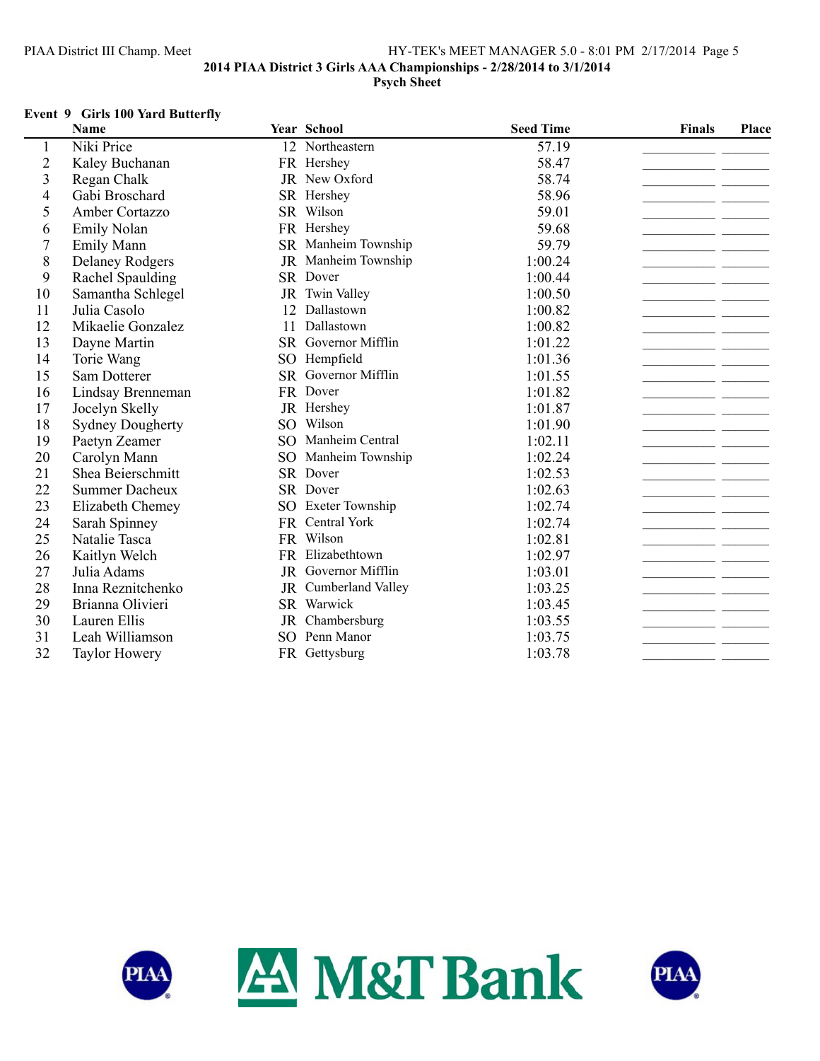**2014 PIAA District 3 Girls AAA Championships - 2/28/2014 to 3/1/2014**

**Psych Sheet**

**Event 9 Girls 100 Yard Butterfly**

| | Name | Year | School | Seed Time | Finals | Place |
|---|---|---|---|---|---|---|
| 1 | Niki Price | 12 | Northeastern | 57.19 | | |
| 2 | Kaley Buchanan | FR | Hershey | 58.47 | | |
| 3 | Regan Chalk | JR | New Oxford | 58.74 | | |
| 4 | Gabi Broschard | SR | Hershey | 58.96 | | |
| 5 | Amber Cortazzo | SR | Wilson | 59.01 | | |
| 6 | Emily Nolan | FR | Hershey | 59.68 | | |
| 7 | Emily Mann | SR | Manheim Township | 59.79 | | |
| 8 | Delaney Rodgers | JR | Manheim Township | 1:00.24 | | |
| 9 | Rachel Spaulding | SR | Dover | 1:00.44 | | |
| 10 | Samantha Schlegel | JR | Twin Valley | 1:00.50 | | |
| 11 | Julia Casolo | 12 | Dallastown | 1:00.82 | | |
| 12 | Mikaelie Gonzalez | 11 | Dallastown | 1:00.82 | | |
| 13 | Dayne Martin | SR | Governor Mifflin | 1:01.22 | | |
| 14 | Torie Wang | SO | Hempfield | 1:01.36 | | |
| 15 | Sam Dotterer | SR | Governor Mifflin | 1:01.55 | | |
| 16 | Lindsay Brenneman | FR | Dover | 1:01.82 | | |
| 17 | Jocelyn Skelly | JR | Hershey | 1:01.87 | | |
| 18 | Sydney Dougherty | SO | Wilson | 1:01.90 | | |
| 19 | Paetyn Zeamer | SO | Manheim Central | 1:02.11 | | |
| 20 | Carolyn Mann | SO | Manheim Township | 1:02.24 | | |
| 21 | Shea Beierschmitt | SR | Dover | 1:02.53 | | |
| 22 | Summer Dacheux | SR | Dover | 1:02.63 | | |
| 23 | Elizabeth Chemey | SO | Exeter Township | 1:02.74 | | |
| 24 | Sarah Spinney | FR | Central York | 1:02.74 | | |
| 25 | Natalie Tasca | FR | Wilson | 1:02.81 | | |
| 26 | Kaitlyn Welch | FR | Elizabethtown | 1:02.97 | | |
| 27 | Julia Adams | JR | Governor Mifflin | 1:03.01 | | |
| 28 | Inna Reznitchenko | JR | Cumberland Valley | 1:03.25 | | |
| 29 | Brianna Olivieri | SR | Warwick | 1:03.45 | | |
| 30 | Lauren Ellis | JR | Chambersburg | 1:03.55 | | |
| 31 | Leah Williamson | SO | Penn Manor | 1:03.75 | | |
| 32 | Taylor Howery | FR | Gettysburg | 1:03.78 | | |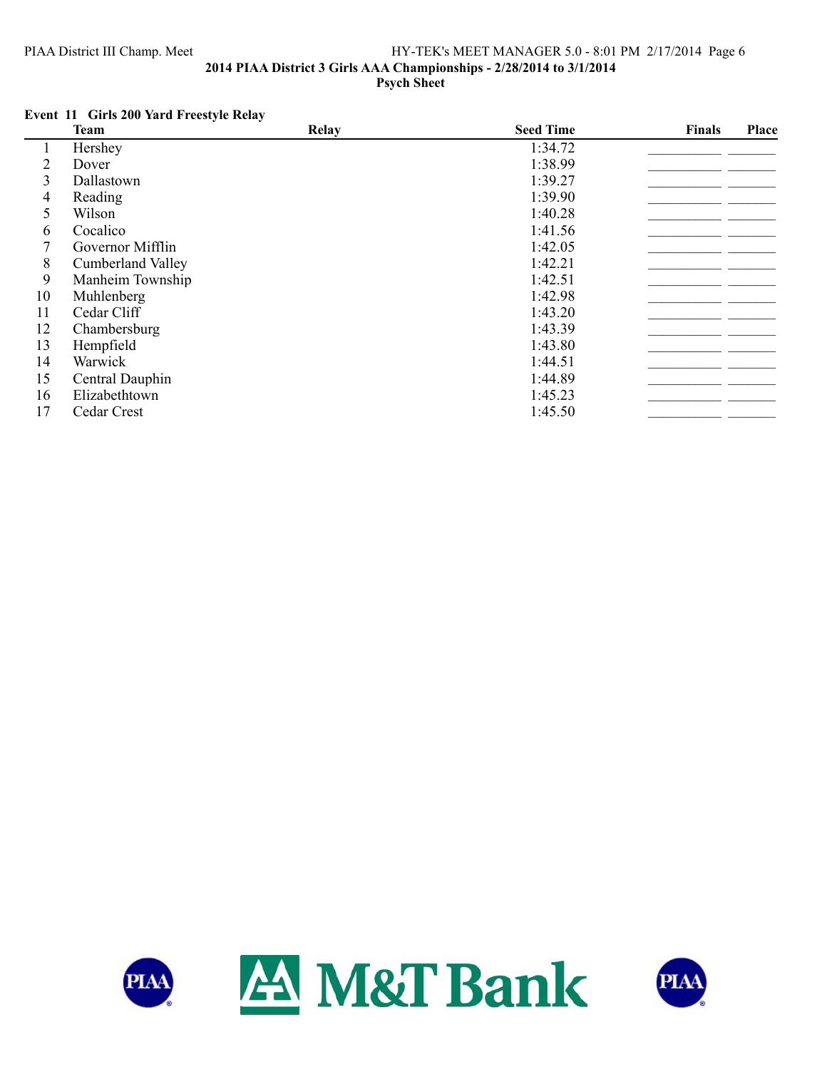2014 PIAA District 3 Girls AAA Championships - 2/28/2014 to 3/1/2014

Psych Sheet

**Event 11 Girls 200 Yard Freestyle Relay**

| | Team | Relay | Seed Time | Finals | Place |
|---|---|---|---|---|---|
| 1 | Hershey | | 1:34.72 | _________ | ______ |
| 2 | Dover | | 1:38.99 | _________ | ______ |
| 3 | Dallastown | | 1:39.27 | _________ | ______ |
| 4 | Reading | | 1:39.90 | _________ | ______ |
| 5 | Wilson | | 1:40.28 | _________ | ______ |
| 6 | Cocalico | | 1:41.56 | _________ | ______ |
| 7 | Governor Mifflin | | 1:42.05 | _________ | ______ |
| 8 | Cumberland Valley | | 1:42.21 | _________ | ______ |
| 9 | Manheim Township | | 1:42.51 | _________ | ______ |
| 10 | Muhlenberg | | 1:42.98 | _________ | ______ |
| 11 | Cedar Cliff | | 1:43.20 | _________ | ______ |
| 12 | Chambersburg | | 1:43.39 | _________ | ______ |
| 13 | Hempfield | | 1:43.80 | _________ | ______ |
| 14 | Warwick | | 1:44.51 | _________ | ______ |
| 15 | Central Dauphin | | 1:44.89 | _________ | ______ |
| 16 | Elizabethtown | | 1:45.23 | _________ | ______ |
| 17 | Cedar Crest | | 1:45.50 | _________ | ______ |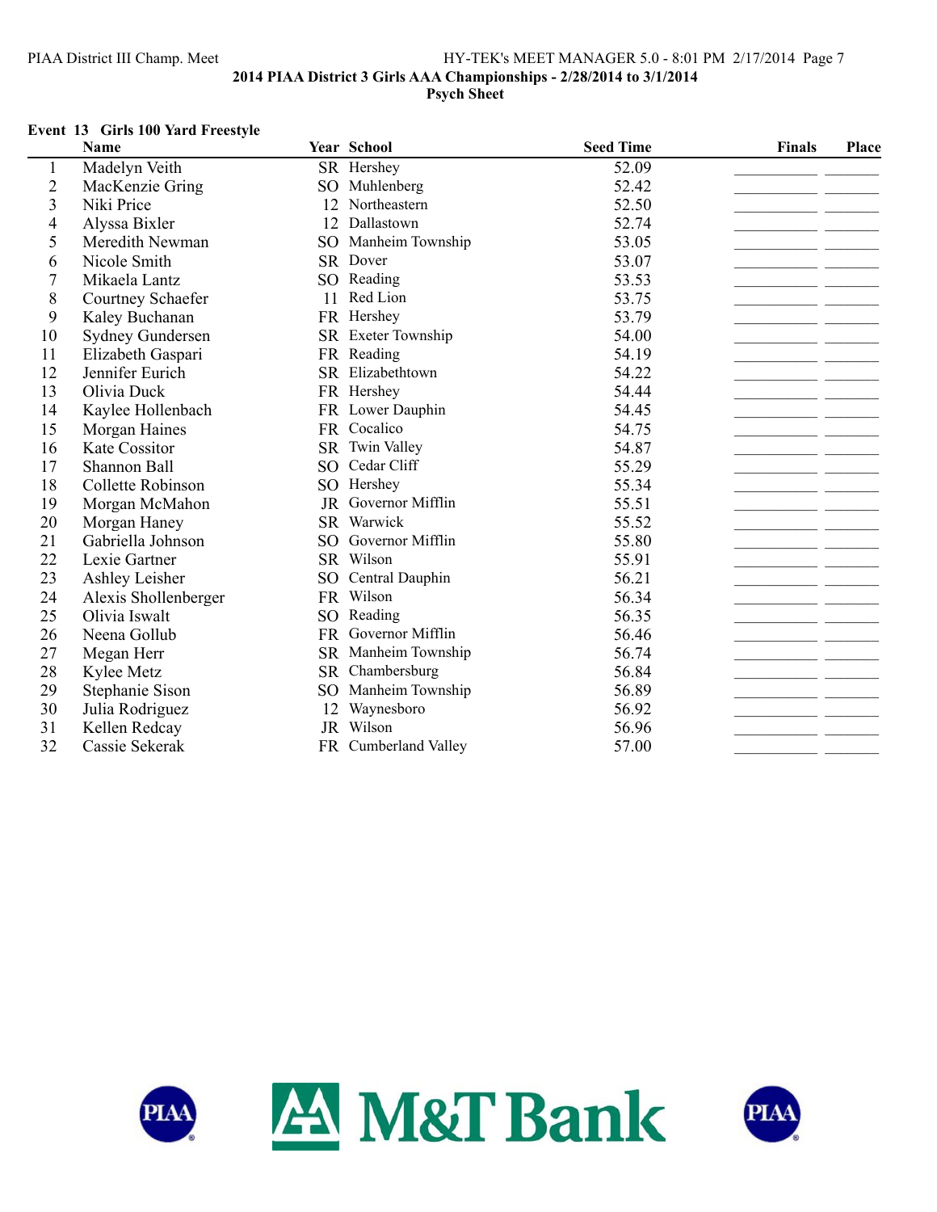**2014 PIAA District 3 Girls AAA Championships - 2/28/2014 to 3/1/2014**
**Psych Sheet**

### Event 13 Girls 100 Yard Freestyle

| | Name | Year | School | Seed Time | Finals | Place |
|---|---|---|---|---|---|---|
| 1 | Madelyn Veith | SR | Hershey | 52.09 | | |
| 2 | MacKenzie Gring | SO | Muhlenberg | 52.42 | | |
| 3 | Niki Price | 12 | Northeastern | 52.50 | | |
| 4 | Alyssa Bixler | 12 | Dallastown | 52.74 | | |
| 5 | Meredith Newman | SO | Manheim Township | 53.05 | | |
| 6 | Nicole Smith | SR | Dover | 53.07 | | |
| 7 | Mikaela Lantz | SO | Reading | 53.53 | | |
| 8 | Courtney Schaefer | 11 | Red Lion | 53.75 | | |
| 9 | Kaley Buchanan | FR | Hershey | 53.79 | | |
| 10 | Sydney Gundersen | SR | Exeter Township | 54.00 | | |
| 11 | Elizabeth Gaspari | FR | Reading | 54.19 | | |
| 12 | Jennifer Eurich | SR | Elizabethtown | 54.22 | | |
| 13 | Olivia Duck | FR | Hershey | 54.44 | | |
| 14 | Kaylee Hollenbach | FR | Lower Dauphin | 54.45 | | |
| 15 | Morgan Haines | FR | Cocalico | 54.75 | | |
| 16 | Kate Cossitor | SR | Twin Valley | 54.87 | | |
| 17 | Shannon Ball | SO | Cedar Cliff | 55.29 | | |
| 18 | Collette Robinson | SO | Hershey | 55.34 | | |
| 19 | Morgan McMahon | JR | Governor Mifflin | 55.51 | | |
| 20 | Morgan Haney | SR | Warwick | 55.52 | | |
| 21 | Gabriella Johnson | SO | Governor Mifflin | 55.80 | | |
| 22 | Lexie Gartner | SR | Wilson | 55.91 | | |
| 23 | Ashley Leisher | SO | Central Dauphin | 56.21 | | |
| 24 | Alexis Shollenberger | FR | Wilson | 56.34 | | |
| 25 | Olivia Iswalt | SO | Reading | 56.35 | | |
| 26 | Neena Gollub | FR | Governor Mifflin | 56.46 | | |
| 27 | Megan Herr | SR | Manheim Township | 56.74 | | |
| 28 | Kylee Metz | SR | Chambersburg | 56.84 | | |
| 29 | Stephanie Sison | SO | Manheim Township | 56.89 | | |
| 30 | Julia Rodriguez | 12 | Waynesboro | 56.92 | | |
| 31 | Kellen Redcay | JR | Wilson | 56.96 | | |
| 32 | Cassie Sekerak | FR | Cumberland Valley | 57.00 | | |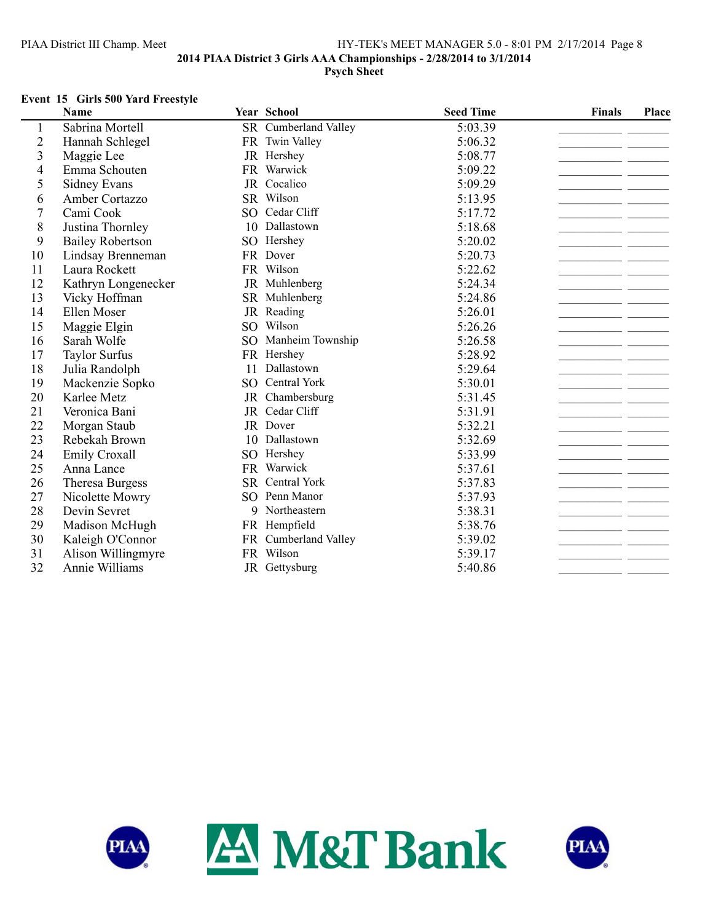**2014 PIAA District 3 Girls AAA Championships - 2/28/2014 to 3/1/2014**
**Psych Sheet**

### Event 15 Girls 500 Yard Freestyle

| | Name | Year | School | Seed Time | Finals | Place |
|---|---|---|---|---|---|---|
| 1 | Sabrina Mortell | SR | Cumberland Valley | 5:03.39 | | |
| 2 | Hannah Schlegel | FR | Twin Valley | 5:06.32 | | |
| 3 | Maggie Lee | JR | Hershey | 5:08.77 | | |
| 4 | Emma Schouten | FR | Warwick | 5:09.22 | | |
| 5 | Sidney Evans | JR | Cocalico | 5:09.29 | | |
| 6 | Amber Cortazzo | SR | Wilson | 5:13.95 | | |
| 7 | Cami Cook | SO | Cedar Cliff | 5:17.72 | | |
| 8 | Justina Thornley | 10 | Dallastown | 5:18.68 | | |
| 9 | Bailey Robertson | SO | Hershey | 5:20.02 | | |
| 10 | Lindsay Brenneman | FR | Dover | 5:20.73 | | |
| 11 | Laura Rockett | FR | Wilson | 5:22.62 | | |
| 12 | Kathryn Longenecker | JR | Muhlenberg | 5:24.34 | | |
| 13 | Vicky Hoffman | SR | Muhlenberg | 5:24.86 | | |
| 14 | Ellen Moser | JR | Reading | 5:26.01 | | |
| 15 | Maggie Elgin | SO | Wilson | 5:26.26 | | |
| 16 | Sarah Wolfe | SO | Manheim Township | 5:26.58 | | |
| 17 | Taylor Surfus | FR | Hershey | 5:28.92 | | |
| 18 | Julia Randolph | 11 | Dallastown | 5:29.64 | | |
| 19 | Mackenzie Sopko | SO | Central York | 5:30.01 | | |
| 20 | Karlee Metz | JR | Chambersburg | 5:31.45 | | |
| 21 | Veronica Bani | JR | Cedar Cliff | 5:31.91 | | |
| 22 | Morgan Staub | JR | Dover | 5:32.21 | | |
| 23 | Rebekah Brown | 10 | Dallastown | 5:32.69 | | |
| 24 | Emily Croxall | SO | Hershey | 5:33.99 | | |
| 25 | Anna Lance | FR | Warwick | 5:37.61 | | |
| 26 | Theresa Burgess | SR | Central York | 5:37.83 | | |
| 27 | Nicolette Mowry | SO | Penn Manor | 5:37.93 | | |
| 28 | Devin Sevret | 9 | Northeastern | 5:38.31 | | |
| 29 | Madison McHugh | FR | Hempfield | 5:38.76 | | |
| 30 | Kaleigh O'Connor | FR | Cumberland Valley | 5:39.02 | | |
| 31 | Alison Willingmyre | FR | Wilson | 5:39.17 | | |
| 32 | Annie Williams | JR | Gettysburg | 5:40.86 | | |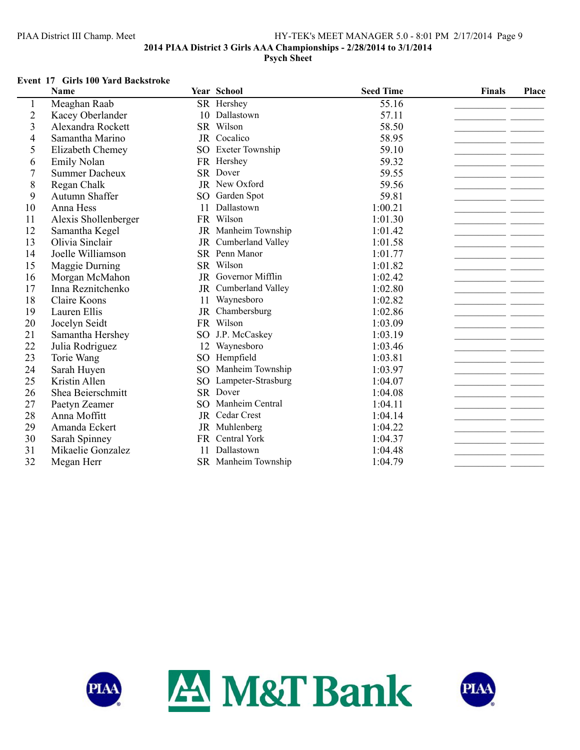**2014 PIAA District 3 Girls AAA Championships - 2/28/2014 to 3/1/2014**

**Psych Sheet**

### Event 17 Girls 100 Yard Backstroke

| | Name | Year | School | Seed Time | Finals | Place |
|---|---|---|---|---|---|---|
| 1 | Meaghan Raab | SR | Hershey | 55.16 | | |
| 2 | Kacey Oberlander | 10 | Dallastown | 57.11 | | |
| 3 | Alexandra Rockett | SR | Wilson | 58.50 | | |
| 4 | Samantha Marino | JR | Cocalico | 58.95 | | |
| 5 | Elizabeth Chemey | SO | Exeter Township | 59.10 | | |
| 6 | Emily Nolan | FR | Hershey | 59.32 | | |
| 7 | Summer Dacheux | SR | Dover | 59.55 | | |
| 8 | Regan Chalk | JR | New Oxford | 59.56 | | |
| 9 | Autumn Shaffer | SO | Garden Spot | 59.81 | | |
| 10 | Anna Hess | 11 | Dallastown | 1:00.21 | | |
| 11 | Alexis Shollenberger | FR | Wilson | 1:01.30 | | |
| 12 | Samantha Kegel | JR | Manheim Township | 1:01.42 | | |
| 13 | Olivia Sinclair | JR | Cumberland Valley | 1:01.58 | | |
| 14 | Joelle Williamson | SR | Penn Manor | 1:01.77 | | |
| 15 | Maggie Durning | SR | Wilson | 1:01.82 | | |
| 16 | Morgan McMahon | JR | Governor Mifflin | 1:02.42 | | |
| 17 | Inna Reznitchenko | JR | Cumberland Valley | 1:02.80 | | |
| 18 | Claire Koons | 11 | Waynesboro | 1:02.82 | | |
| 19 | Lauren Ellis | JR | Chambersburg | 1:02.86 | | |
| 20 | Jocelyn Seidt | FR | Wilson | 1:03.09 | | |
| 21 | Samantha Hershey | SO | J.P. McCaskey | 1:03.19 | | |
| 22 | Julia Rodriguez | 12 | Waynesboro | 1:03.46 | | |
| 23 | Torie Wang | SO | Hempfield | 1:03.81 | | |
| 24 | Sarah Huyen | SO | Manheim Township | 1:03.97 | | |
| 25 | Kristin Allen | SO | Lampeter-Strasburg | 1:04.07 | | |
| 26 | Shea Beierschmitt | SR | Dover | 1:04.08 | | |
| 27 | Paetyn Zeamer | SO | Manheim Central | 1:04.11 | | |
| 28 | Anna Moffitt | JR | Cedar Crest | 1:04.14 | | |
| 29 | Amanda Eckert | JR | Muhlenberg | 1:04.22 | | |
| 30 | Sarah Spinney | FR | Central York | 1:04.37 | | |
| 31 | Mikaelie Gonzalez | 11 | Dallastown | 1:04.48 | | |
| 32 | Megan Herr | SR | Manheim Township | 1:04.79 | | |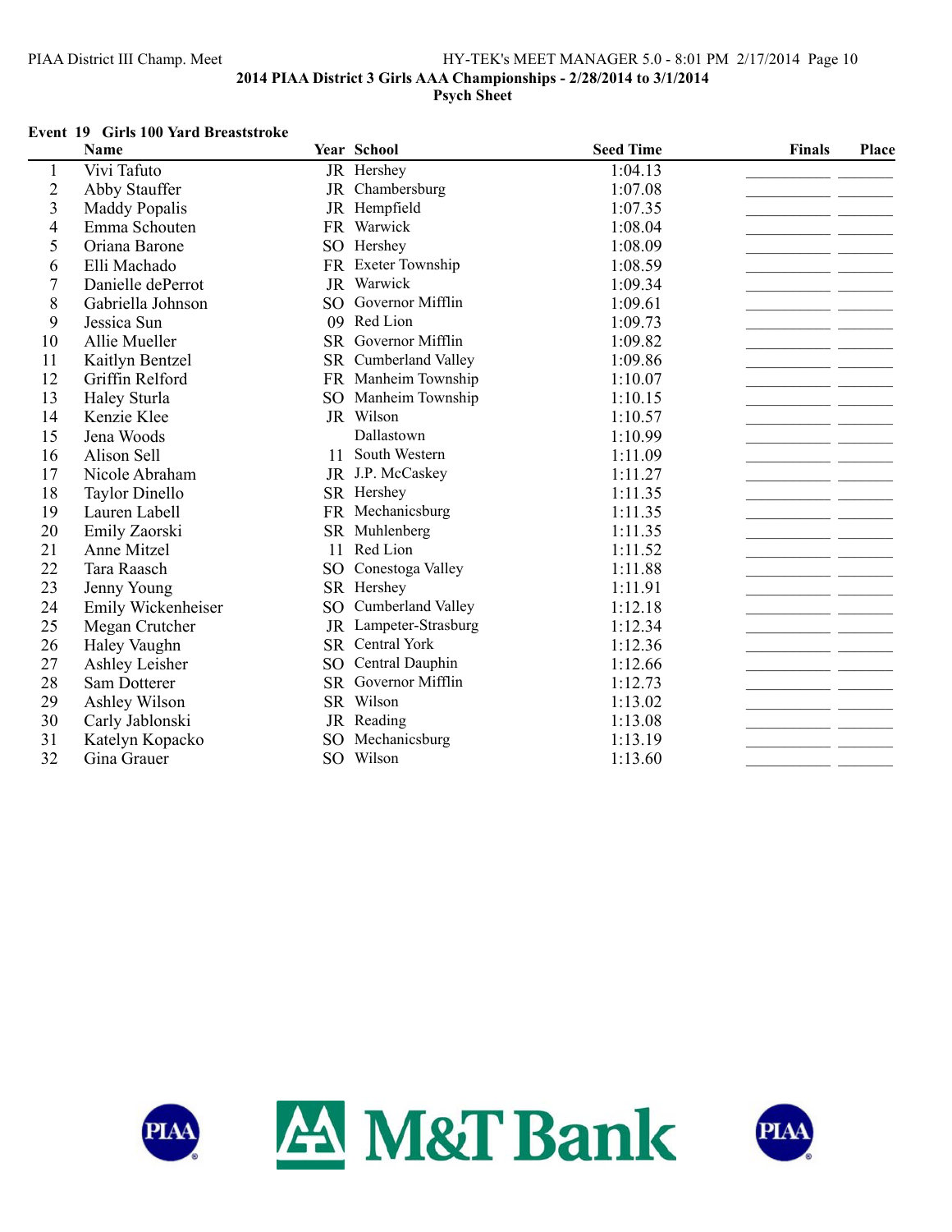2014 PIAA District 3 Girls AAA Championships - 2/28/2014 to 3/1/2014

Psych Sheet

**Event 19 Girls 100 Yard Breaststroke**

| | Name | Year | School | Seed Time | Finals | Place |
|---|---|---|---|---|---|---|
| 1 | Vivi Tafuto | JR | Hershey | 1:04.13 | | |
| 2 | Abby Stauffer | JR | Chambersburg | 1:07.08 | | |
| 3 | Maddy Popalis | JR | Hempfield | 1:07.35 | | |
| 4 | Emma Schouten | FR | Warwick | 1:08.04 | | |
| 5 | Oriana Barone | SO | Hershey | 1:08.09 | | |
| 6 | Elli Machado | FR | Exeter Township | 1:08.59 | | |
| 7 | Danielle dePerrot | JR | Warwick | 1:09.34 | | |
| 8 | Gabriella Johnson | SO | Governor Mifflin | 1:09.61 | | |
| 9 | Jessica Sun | 09 | Red Lion | 1:09.73 | | |
| 10 | Allie Mueller | SR | Governor Mifflin | 1:09.82 | | |
| 11 | Kaitlyn Bentzel | SR | Cumberland Valley | 1:09.86 | | |
| 12 | Griffin Relford | FR | Manheim Township | 1:10.07 | | |
| 13 | Haley Sturla | SO | Manheim Township | 1:10.15 | | |
| 14 | Kenzie Klee | JR | Wilson | 1:10.57 | | |
| 15 | Jena Woods | | Dallastown | 1:10.99 | | |
| 16 | Alison Sell | 11 | South Western | 1:11.09 | | |
| 17 | Nicole Abraham | JR | J.P. McCaskey | 1:11.27 | | |
| 18 | Taylor Dinello | SR | Hershey | 1:11.35 | | |
| 19 | Lauren Labell | FR | Mechanicsburg | 1:11.35 | | |
| 20 | Emily Zaorski | SR | Muhlenberg | 1:11.35 | | |
| 21 | Anne Mitzel | 11 | Red Lion | 1:11.52 | | |
| 22 | Tara Raasch | SO | Conestoga Valley | 1:11.88 | | |
| 23 | Jenny Young | SR | Hershey | 1:11.91 | | |
| 24 | Emily Wickenheiser | SO | Cumberland Valley | 1:12.18 | | |
| 25 | Megan Crutcher | JR | Lampeter-Strasburg | 1:12.34 | | |
| 26 | Haley Vaughn | SR | Central York | 1:12.36 | | |
| 27 | Ashley Leisher | SO | Central Dauphin | 1:12.66 | | |
| 28 | Sam Dotterer | SR | Governor Mifflin | 1:12.73 | | |
| 29 | Ashley Wilson | SR | Wilson | 1:13.02 | | |
| 30 | Carly Jablonski | JR | Reading | 1:13.08 | | |
| 31 | Katelyn Kopacko | SO | Mechanicsburg | 1:13.19 | | |
| 32 | Gina Grauer | SO | Wilson | 1:13.60 | | |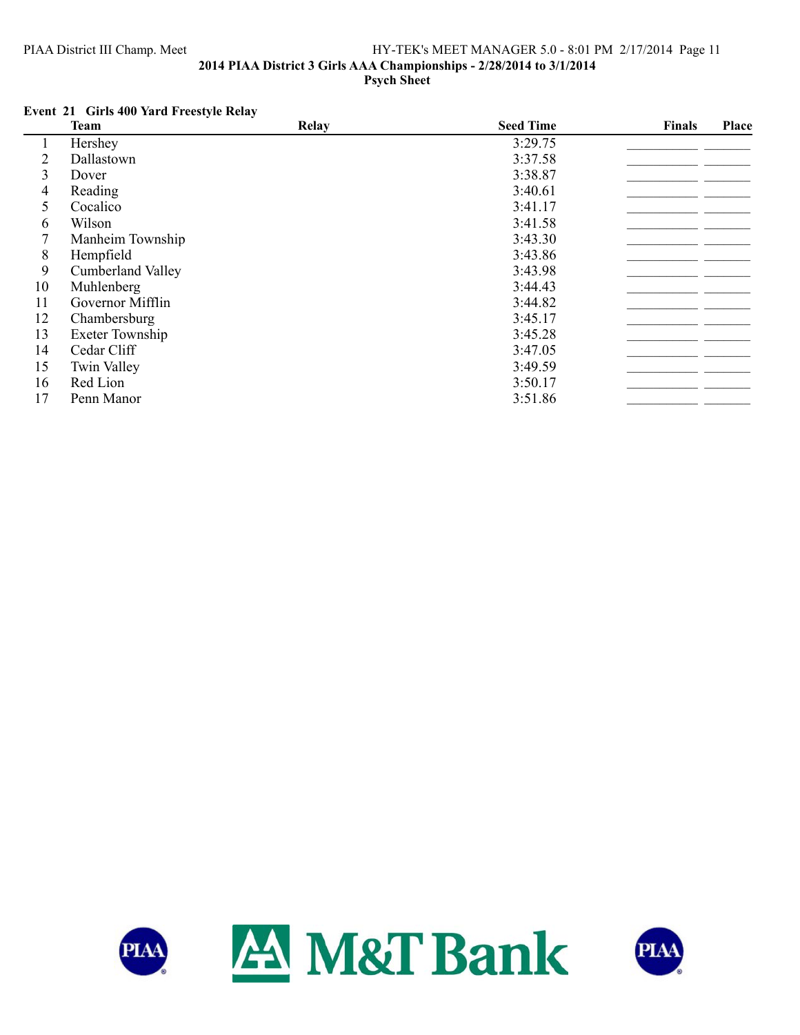**2014 PIAA District 3 Girls AAA Championships - 2/28/2014 to 3/1/2014**

**Psych Sheet**

**Event 21 Girls 400 Yard Freestyle Relay**

| | Team | Relay | Seed Time | Finals | Place |
|---|---|---|---|---|---|
| 1 | Hershey | | 3:29.75 | | |
| 2 | Dallastown | | 3:37.58 | | |
| 3 | Dover | | 3:38.87 | | |
| 4 | Reading | | 3:40.61 | | |
| 5 | Cocalico | | 3:41.17 | | |
| 6 | Wilson | | 3:41.58 | | |
| 7 | Manheim Township | | 3:43.30 | | |
| 8 | Hempfield | | 3:43.86 | | |
| 9 | Cumberland Valley | | 3:43.98 | | |
| 10 | Muhlenberg | | 3:44.43 | | |
| 11 | Governor Mifflin | | 3:44.82 | | |
| 12 | Chambersburg | | 3:45.17 | | |
| 13 | Exeter Township | | 3:45.28 | | |
| 14 | Cedar Cliff | | 3:47.05 | | |
| 15 | Twin Valley | | 3:49.59 | | |
| 16 | Red Lion | | 3:50.17 | | |
| 17 | Penn Manor | | 3:51.86 | | |

PIAA M&T Bank PIAA